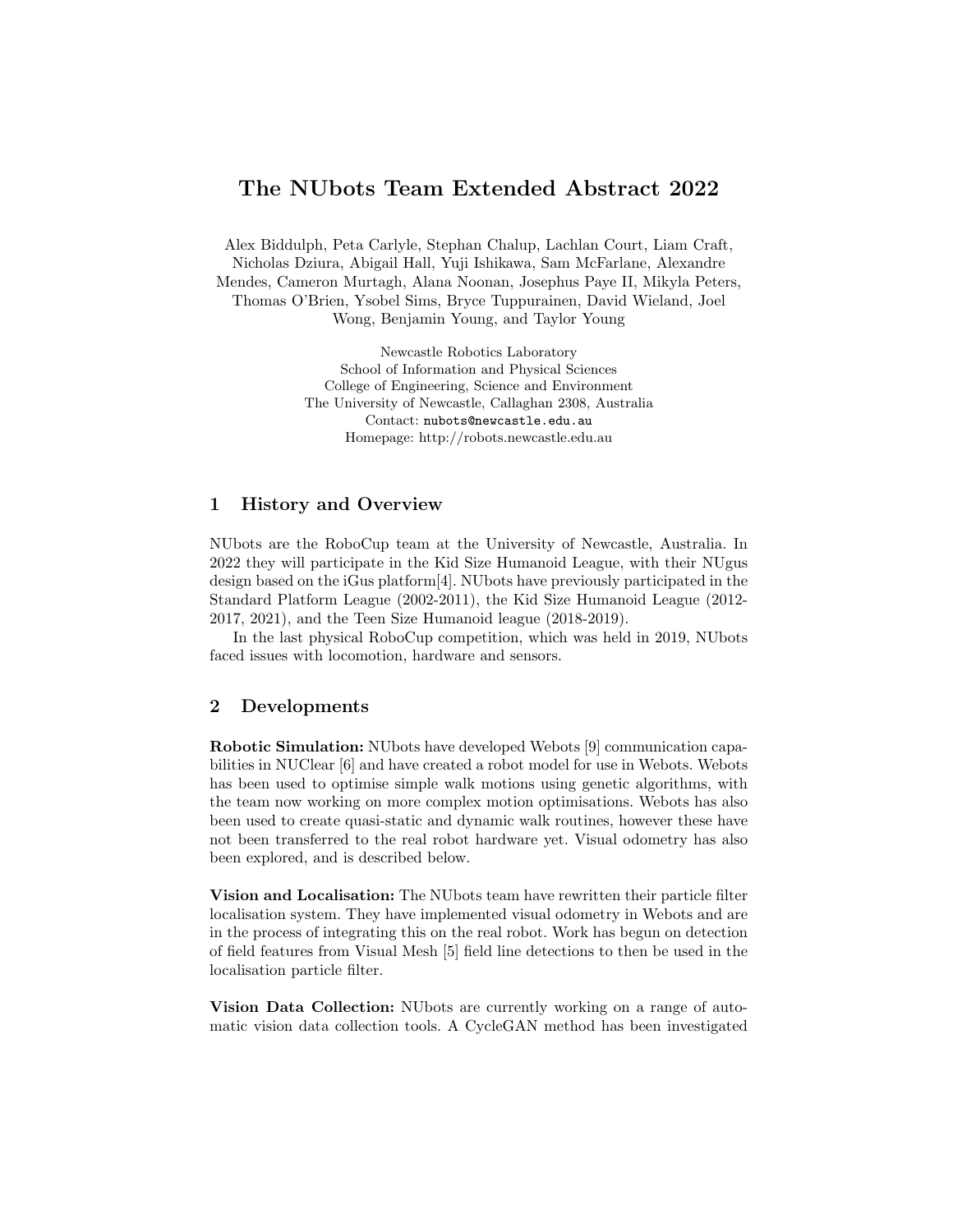# The NUbots Team Extended Abstract 2022

Alex Biddulph, Peta Carlyle, Stephan Chalup, Lachlan Court, Liam Craft, Nicholas Dziura, Abigail Hall, Yuji Ishikawa, Sam McFarlane, Alexandre Mendes, Cameron Murtagh, Alana Noonan, Josephus Paye II, Mikyla Peters, Thomas O'Brien, Ysobel Sims, Bryce Tuppurainen, David Wieland, Joel Wong, Benjamin Young, and Taylor Young

Newcastle Robotics Laboratory
School of Information and Physical Sciences
College of Engineering, Science and Environment
The University of Newcastle, Callaghan 2308, Australia
Contact: `nubots@newcastle.edu.au`
Homepage: http://robots.newcastle.edu.au

## 1 History and Overview

NUbots are the RoboCup team at the University of Newcastle, Australia. In 2022 they will participate in the Kid Size Humanoid League, with their NUgus design based on the iGus platform[4]. NUbots have previously participated in the Standard Platform League (2002-2011), the Kid Size Humanoid League (2012-2017, 2021), and the Teen Size Humanoid league (2018-2019).

In the last physical RoboCup competition, which was held in 2019, NUbots faced issues with locomotion, hardware and sensors.

## 2 Developments

**Robotic Simulation:** NUbots have developed Webots [9] communication capabilities in NUClear [6] and have created a robot model for use in Webots. Webots has been used to optimise simple walk motions using genetic algorithms, with the team now working on more complex motion optimisations. Webots has also been used to create quasi-static and dynamic walk routines, however these have not been transferred to the real robot hardware yet. Visual odometry has also been explored, and is described below.

**Vision and Localisation:** The NUbots team have rewritten their particle filter localisation system. They have implemented visual odometry in Webots and are in the process of integrating this on the real robot. Work has begun on detection of field features from Visual Mesh [5] field line detections to then be used in the localisation particle filter.

**Vision Data Collection:** NUbots are currently working on a range of automatic vision data collection tools. A CycleGAN method has been investigated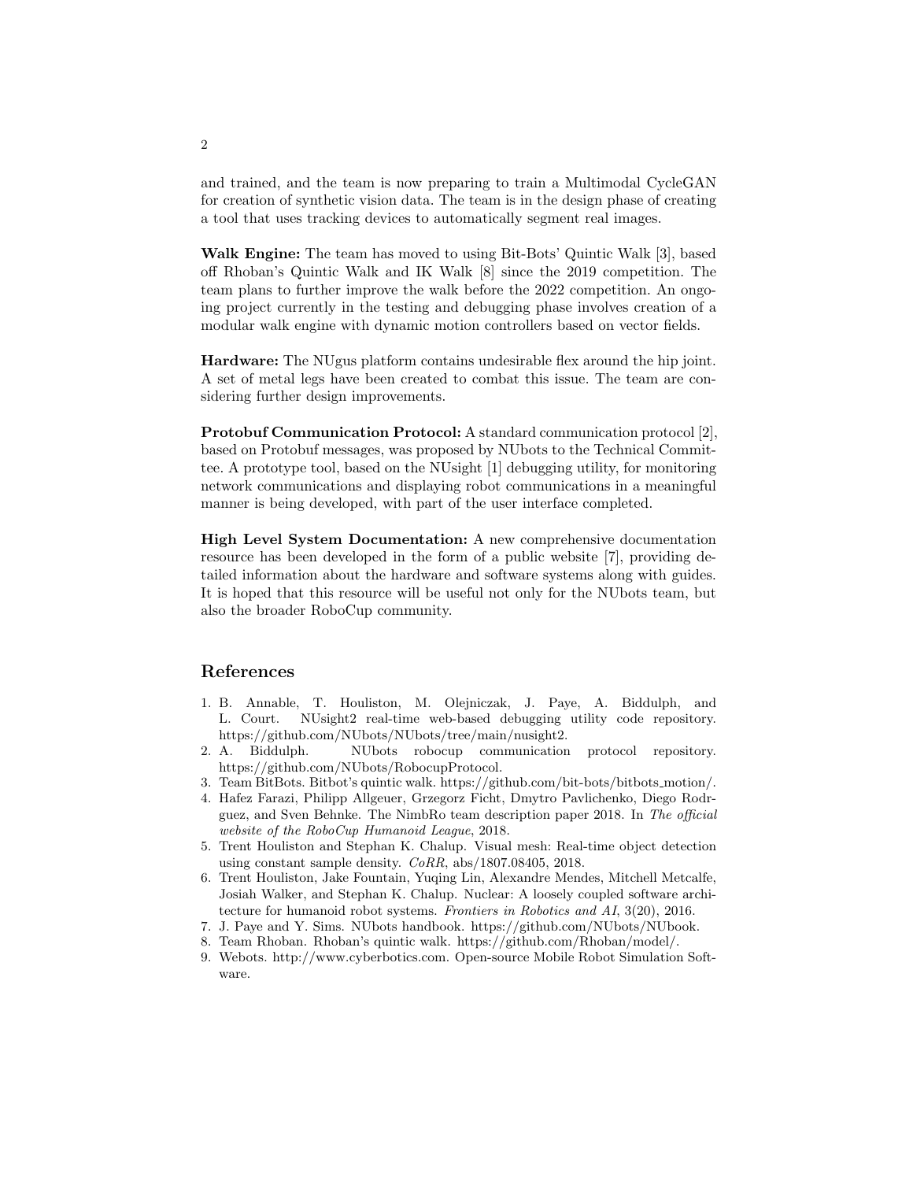and trained, and the team is now preparing to train a Multimodal CycleGAN for creation of synthetic vision data. The team is in the design phase of creating a tool that uses tracking devices to automatically segment real images.

**Walk Engine:** The team has moved to using Bit-Bots' Quintic Walk [3], based off Rhoban's Quintic Walk and IK Walk [8] since the 2019 competition. The team plans to further improve the walk before the 2022 competition. An ongoing project currently in the testing and debugging phase involves creation of a modular walk engine with dynamic motion controllers based on vector fields.

**Hardware:** The NUgus platform contains undesirable flex around the hip joint. A set of metal legs have been created to combat this issue. The team are considering further design improvements.

**Protobuf Communication Protocol:** A standard communication protocol [2], based on Protobuf messages, was proposed by NUbots to the Technical Committee. A prototype tool, based on the NUsight [1] debugging utility, for monitoring network communications and displaying robot communications in a meaningful manner is being developed, with part of the user interface completed.

**High Level System Documentation:** A new comprehensive documentation resource has been developed in the form of a public website [7], providing detailed information about the hardware and software systems along with guides. It is hoped that this resource will be useful not only for the NUbots team, but also the broader RoboCup community.

## References

1. B. Annable, T. Houliston, M. Olejniczak, J. Paye, A. Biddulph, and L. Court. NUsight2 real-time web-based debugging utility code repository. https://github.com/NUbots/NUbots/tree/main/nusight2.
2. A. Biddulph. NUbots robocup communication protocol repository. https://github.com/NUbots/RobocupProtocol.
3. Team BitBots. Bitbot's quintic walk. https://github.com/bit-bots/bitbots_motion/.
4. Hafez Farazi, Philipp Allgeuer, Grzegorz Ficht, Dmytro Pavlichenko, Diego Rodrguez, and Sven Behnke. The NimbRo team description paper 2018. In *The official website of the RoboCup Humanoid League*, 2018.
5. Trent Houliston and Stephan K. Chalup. Visual mesh: Real-time object detection using constant sample density. *CoRR*, abs/1807.08405, 2018.
6. Trent Houliston, Jake Fountain, Yuqing Lin, Alexandre Mendes, Mitchell Metcalfe, Josiah Walker, and Stephan K. Chalup. Nuclear: A loosely coupled software architecture for humanoid robot systems. *Frontiers in Robotics and AI*, 3(20), 2016.
7. J. Paye and Y. Sims. NUbots handbook. https://github.com/NUbots/NUbook.
8. Team Rhoban. Rhoban's quintic walk. https://github.com/Rhoban/model/.
9. Webots. http://www.cyberbotics.com. Open-source Mobile Robot Simulation Software.